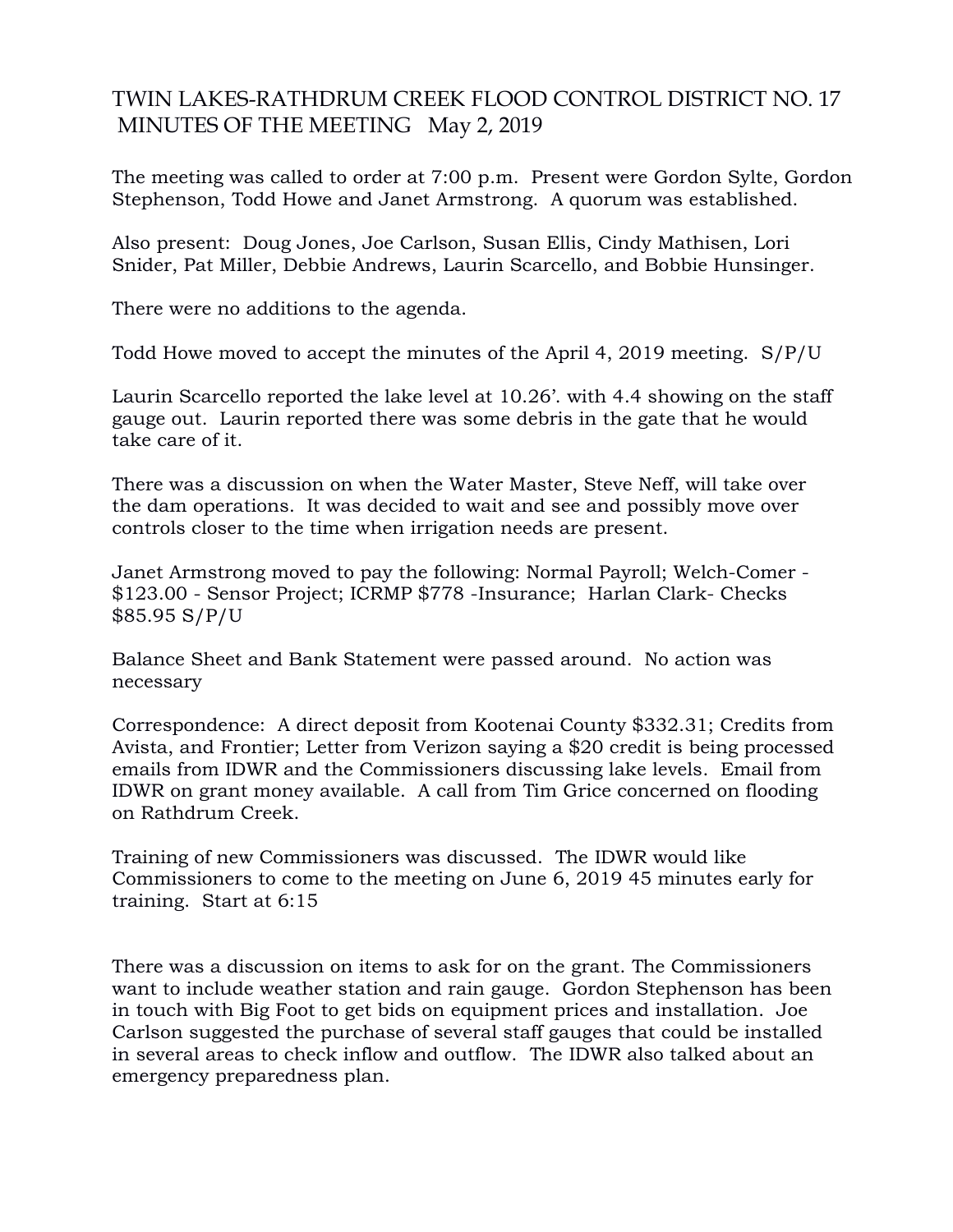# TWIN LAKES-RATHDRUM CREEK FLOOD CONTROL DISTRICT NO. 17
## MINUTES OF THE MEETING May 2, 2019

The meeting was called to order at 7:00 p.m. Present were Gordon Sylte, Gordon Stephenson, Todd Howe and Janet Armstrong. A quorum was established.

Also present: Doug Jones, Joe Carlson, Susan Ellis, Cindy Mathisen, Lori Snider, Pat Miller, Debbie Andrews, Laurin Scarcello, and Bobbie Hunsinger.

There were no additions to the agenda.

Todd Howe moved to accept the minutes of the April 4, 2019 meeting. S/P/U

Laurin Scarcello reported the lake level at 10.26'. with 4.4 showing on the staff gauge out. Laurin reported there was some debris in the gate that he would take care of it.

There was a discussion on when the Water Master, Steve Neff, will take over the dam operations. It was decided to wait and see and possibly move over controls closer to the time when irrigation needs are present.

Janet Armstrong moved to pay the following: Normal Payroll; Welch-Comer - $123.00 - Sensor Project; ICRMP $778 -Insurance; Harlan Clark- Checks $85.95 S/P/U

Balance Sheet and Bank Statement were passed around. No action was necessary

Correspondence: A direct deposit from Kootenai County $332.31; Credits from Avista, and Frontier; Letter from Verizon saying a $20 credit is being processed emails from IDWR and the Commissioners discussing lake levels. Email from IDWR on grant money available. A call from Tim Grice concerned on flooding on Rathdrum Creek.

Training of new Commissioners was discussed. The IDWR would like Commissioners to come to the meeting on June 6, 2019 45 minutes early for training. Start at 6:15

There was a discussion on items to ask for on the grant. The Commissioners want to include weather station and rain gauge. Gordon Stephenson has been in touch with Big Foot to get bids on equipment prices and installation. Joe Carlson suggested the purchase of several staff gauges that could be installed in several areas to check inflow and outflow. The IDWR also talked about an emergency preparedness plan.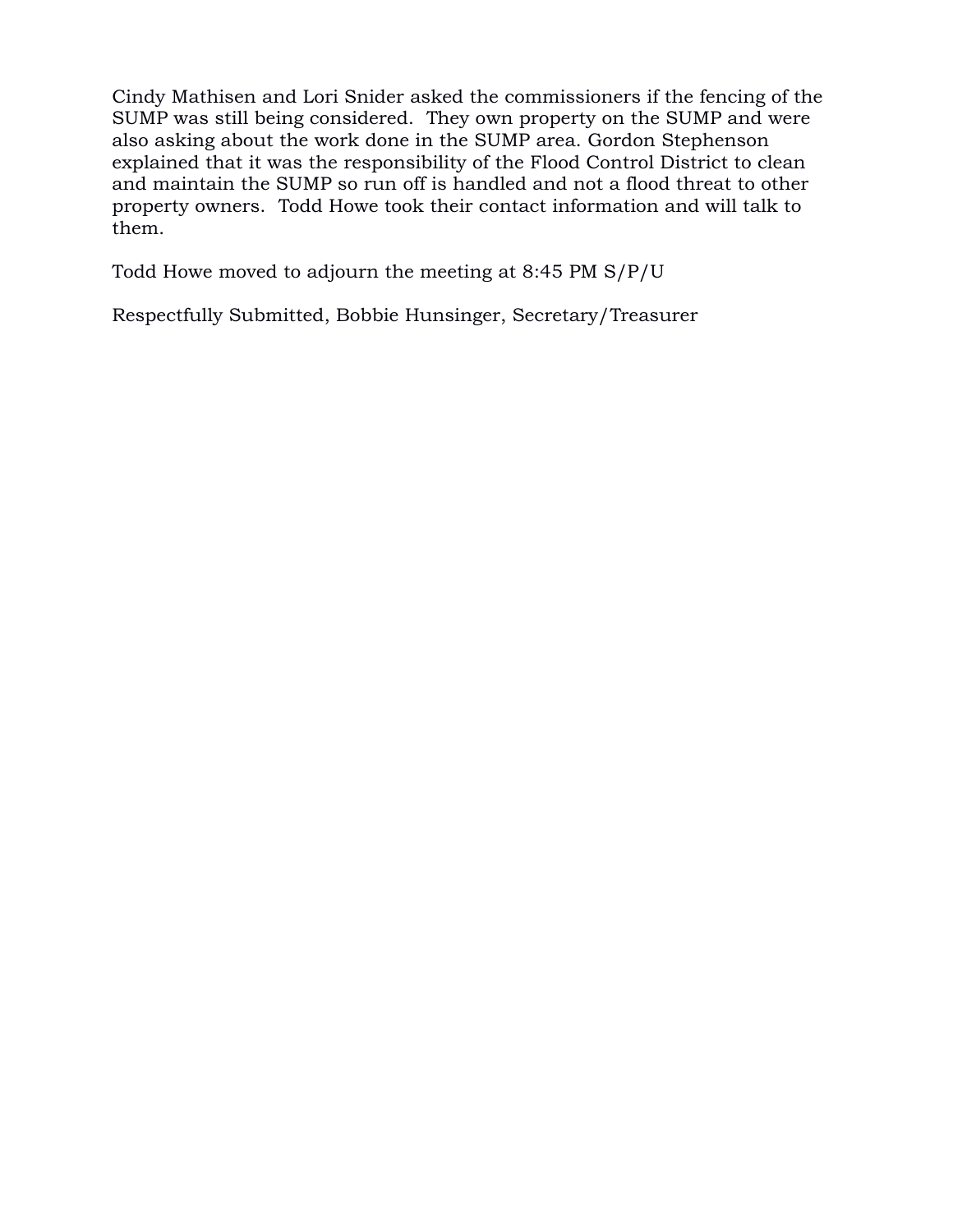Cindy Mathisen and Lori Snider asked the commissioners if the fencing of the SUMP was still being considered. They own property on the SUMP and were also asking about the work done in the SUMP area. Gordon Stephenson explained that it was the responsibility of the Flood Control District to clean and maintain the SUMP so run off is handled and not a flood threat to other property owners. Todd Howe took their contact information and will talk to them.

Todd Howe moved to adjourn the meeting at 8:45 PM S/P/U

Respectfully Submitted, Bobbie Hunsinger, Secretary/Treasurer